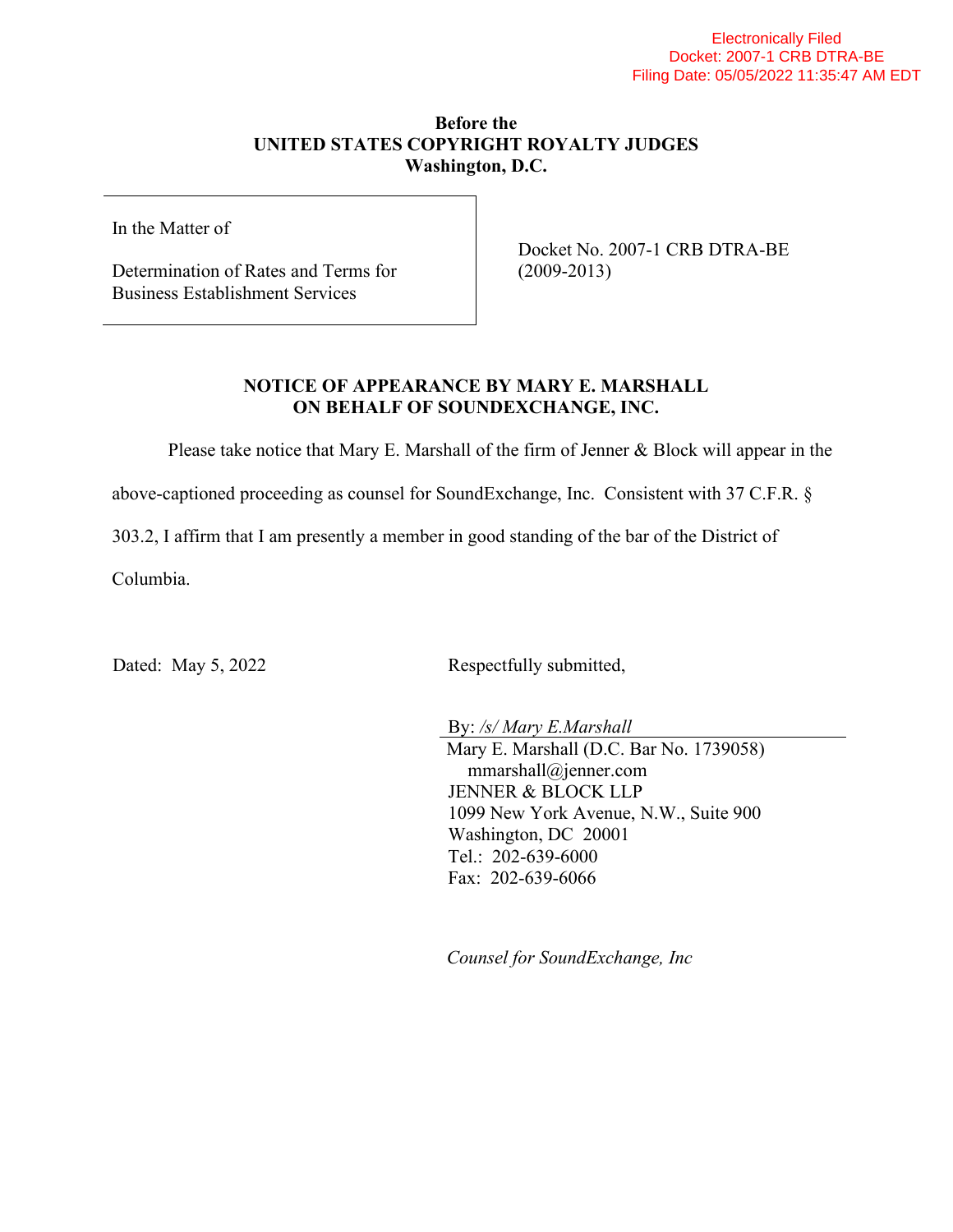Electronically Filed
Docket: 2007-1 CRB DTRA-BE
Filing Date: 05/05/2022 11:35:47 AM EDT

**Before the**
**UNITED STATES COPYRIGHT ROYALTY JUDGES**
**Washington, D.C.**

| In the Matter of<br><br>Determination of Rates and Terms for Business Establishment Services | Docket No. 2007-1 CRB DTRA-BE (2009-2013) |
|---|---|

**NOTICE OF APPEARANCE BY MARY E. MARSHALL**
**ON BEHALF OF SOUNDEXCHANGE, INC.**

Please take notice that Mary E. Marshall of the firm of Jenner & Block will appear in the above-captioned proceeding as counsel for SoundExchange, Inc. Consistent with 37 C.F.R. § 303.2, I affirm that I am presently a member in good standing of the bar of the District of Columbia.

Dated: May 5, 2022

Respectfully submitted,

By: */s/ Mary E.Marshall*
Mary E. Marshall (D.C. Bar No. 1739058)
mmarshall@jenner.com
JENNER & BLOCK LLP
1099 New York Avenue, N.W., Suite 900
Washington, DC 20001
Tel.: 202-639-6000
Fax: 202-639-6066

*Counsel for SoundExchange, Inc*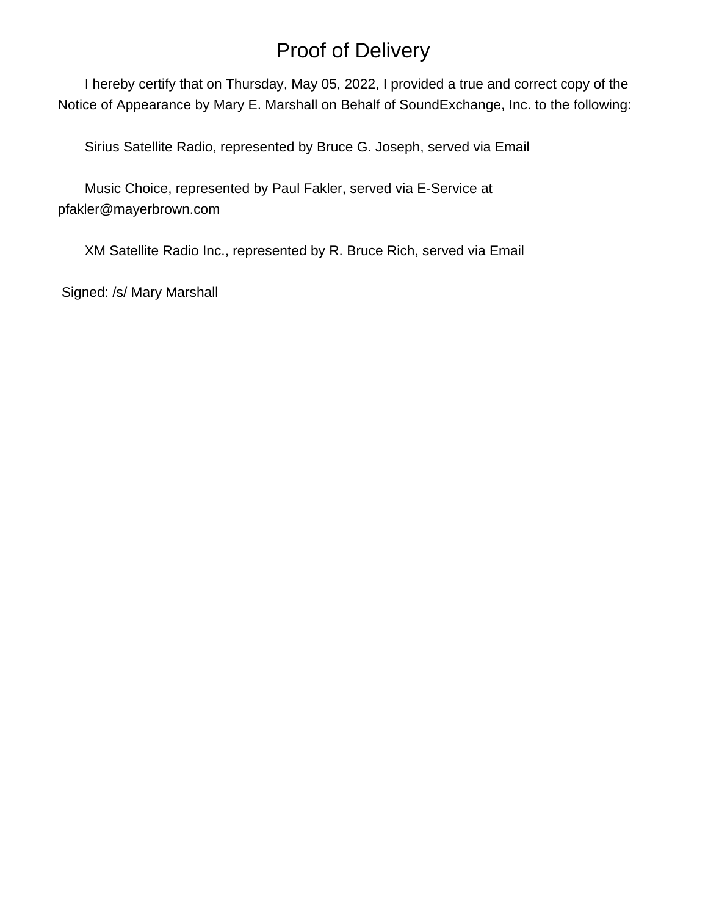# Proof of Delivery

I hereby certify that on Thursday, May 05, 2022, I provided a true and correct copy of the Notice of Appearance by Mary E. Marshall on Behalf of SoundExchange, Inc. to the following:

Sirius Satellite Radio, represented by Bruce G. Joseph, served via Email

Music Choice, represented by Paul Fakler, served via E-Service at pfakler@mayerbrown.com

XM Satellite Radio Inc., represented by R. Bruce Rich, served via Email

Signed: /s/ Mary Marshall